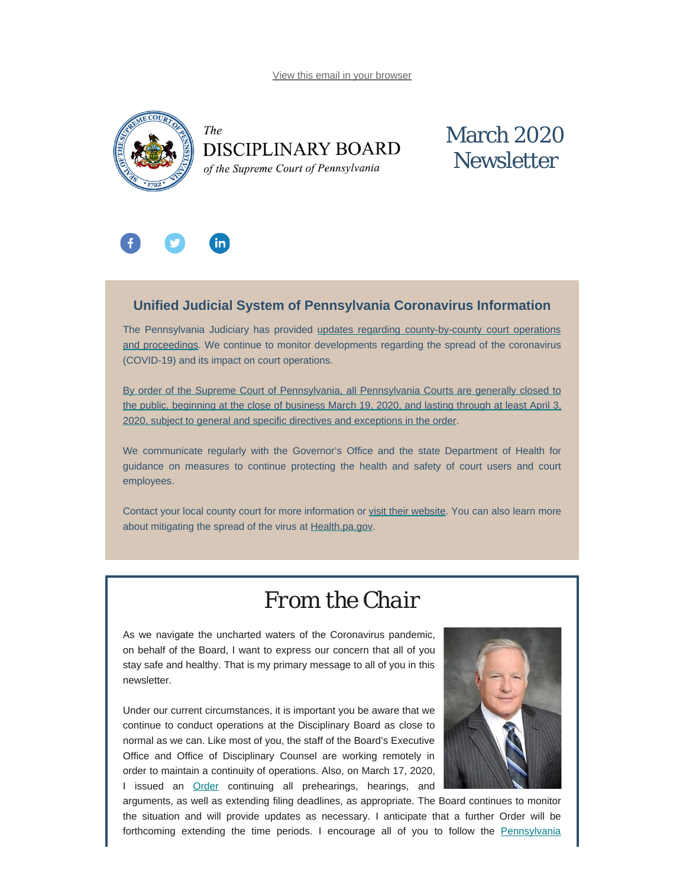View this email in your browser

*The*
DISCIPLINARY BOARD
*of the Supreme Court of Pennsylvania*

# March 2020 Newsletter

## Unified Judicial System of Pennsylvania Coronavirus Information

The Pennsylvania Judiciary has provided updates regarding county-by-county court operations and proceedings. We continue to monitor developments regarding the spread of the coronavirus (COVID-19) and its impact on court operations.

By order of the Supreme Court of Pennsylvania, all Pennsylvania Courts are generally closed to the public, beginning at the close of business March 19, 2020, and lasting through at least April 3, 2020, subject to general and specific directives and exceptions in the order.

We communicate regularly with the Governor's Office and the state Department of Health for guidance on measures to continue protecting the health and safety of court users and court employees.

Contact your local county court for more information or visit their website. You can also learn more about mitigating the spread of the virus at Health.pa.gov.

## From the Chair

As we navigate the uncharted waters of the Coronavirus pandemic, on behalf of the Board, I want to express our concern that all of you stay safe and healthy. That is my primary message to all of you in this newsletter.

Under our current circumstances, it is important you be aware that we continue to conduct operations at the Disciplinary Board as close to normal as we can. Like most of you, the staff of the Board's Executive Office and Office of Disciplinary Counsel are working remotely in order to maintain a continuity of operations. Also, on March 17, 2020, I issued an Order continuing all prehearings, hearings, and arguments, as well as extending filing deadlines, as appropriate. The Board continues to monitor the situation and will provide updates as necessary. I anticipate that a further Order will be forthcoming extending the time periods. I encourage all of you to follow the Pennsylvania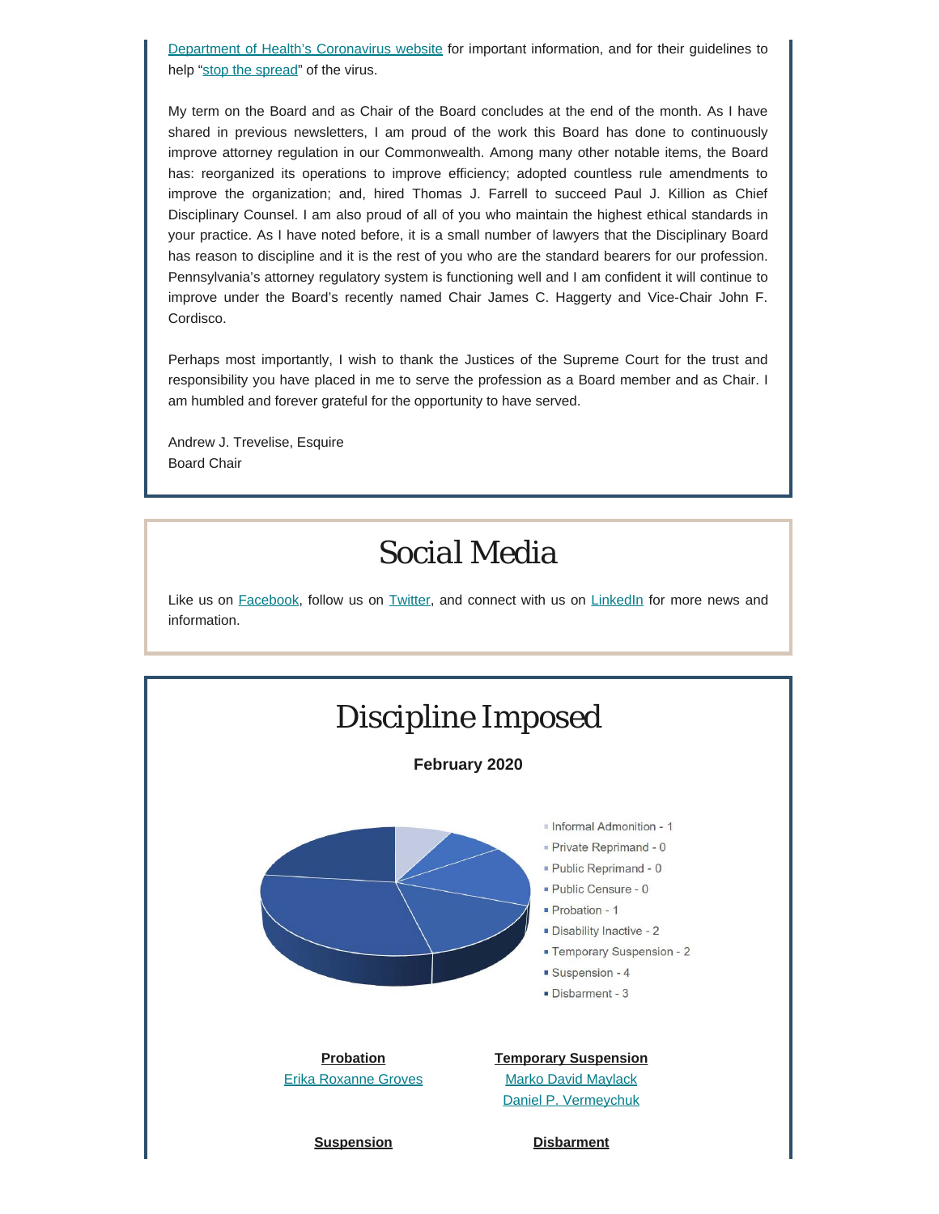Department of Health's Coronavirus website for important information, and for their guidelines to help "stop the spread" of the virus.

My term on the Board and as Chair of the Board concludes at the end of the month. As I have shared in previous newsletters, I am proud of the work this Board has done to continuously improve attorney regulation in our Commonwealth. Among many other notable items, the Board has: reorganized its operations to improve efficiency; adopted countless rule amendments to improve the organization; and, hired Thomas J. Farrell to succeed Paul J. Killion as Chief Disciplinary Counsel. I am also proud of all of you who maintain the highest ethical standards in your practice. As I have noted before, it is a small number of lawyers that the Disciplinary Board has reason to discipline and it is the rest of you who are the standard bearers for our profession. Pennsylvania's attorney regulatory system is functioning well and I am confident it will continue to improve under the Board's recently named Chair James C. Haggerty and Vice-Chair John F. Cordisco.

Perhaps most importantly, I wish to thank the Justices of the Supreme Court for the trust and responsibility you have placed in me to serve the profession as a Board member and as Chair. I am humbled and forever grateful for the opportunity to have served.

Andrew J. Trevelise, Esquire
Board Chair

# Social Media

Like us on Facebook, follow us on Twitter, and connect with us on LinkedIn for more news and information.

# Discipline Imposed

**February 2020**

- Informal Admonition - 1
- Private Reprimand - 0
- Public Reprimand - 0
- Public Censure - 0
- Probation - 1
- Disability Inactive - 2
- Temporary Suspension - 2
- Suspension - 4
- Disbarment - 3

**Probation**

Erika Roxanne Groves

**Temporary Suspension**

Marko David Maylack
Daniel P. Vermeychuk

**Suspension**

**Disbarment**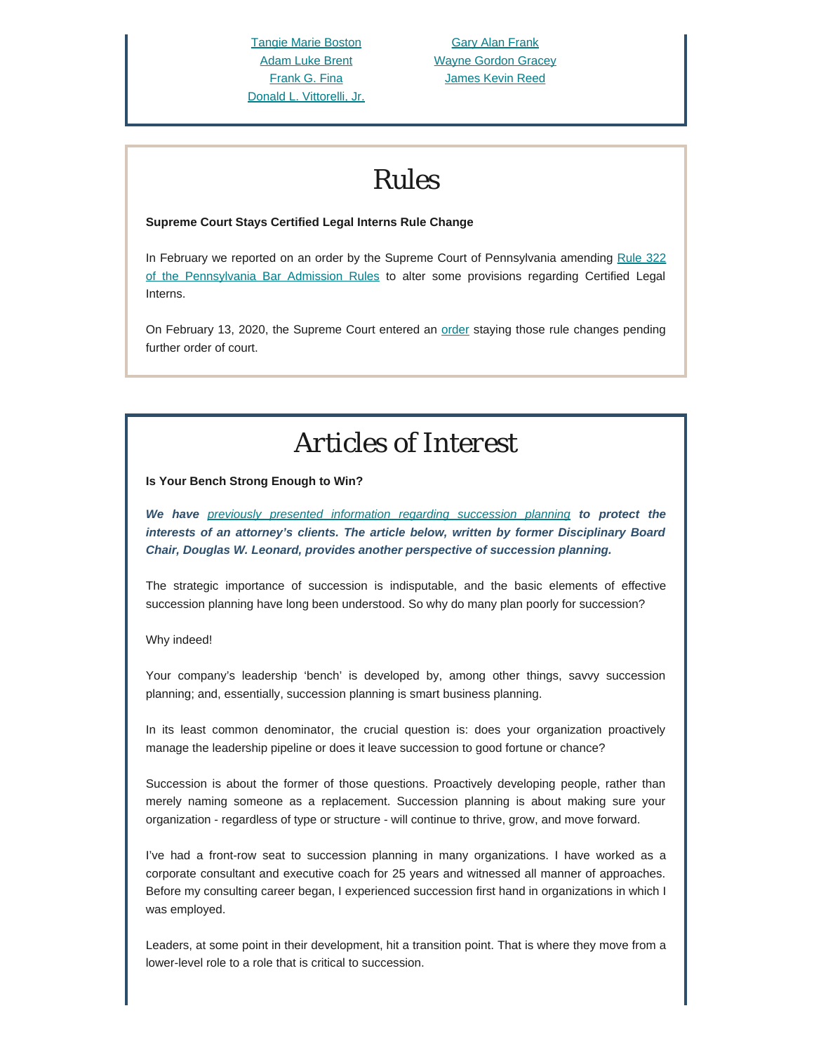Tangie Marie Boston
Adam Luke Brent
Frank G. Fina
Donald L. Vittorelli, Jr.
Gary Alan Frank
Wayne Gordon Gracey
James Kevin Reed

# Rules

**Supreme Court Stays Certified Legal Interns Rule Change**

In February we reported on an order by the Supreme Court of Pennsylvania amending Rule 322 of the Pennsylvania Bar Admission Rules to alter some provisions regarding Certified Legal Interns.

On February 13, 2020, the Supreme Court entered an order staying those rule changes pending further order of court.

# Articles of Interest

**Is Your Bench Strong Enough to Win?**

***We have previously presented information regarding succession planning to protect the interests of an attorney's clients. The article below, written by former Disciplinary Board Chair, Douglas W. Leonard, provides another perspective of succession planning.***

The strategic importance of succession is indisputable, and the basic elements of effective succession planning have long been understood. So why do many plan poorly for succession?

Why indeed!

Your company's leadership 'bench' is developed by, among other things, savvy succession planning; and, essentially, succession planning is smart business planning.

In its least common denominator, the crucial question is: does your organization proactively manage the leadership pipeline or does it leave succession to good fortune or chance?

Succession is about the former of those questions. Proactively developing people, rather than merely naming someone as a replacement. Succession planning is about making sure your organization - regardless of type or structure - will continue to thrive, grow, and move forward.

I've had a front-row seat to succession planning in many organizations. I have worked as a corporate consultant and executive coach for 25 years and witnessed all manner of approaches. Before my consulting career began, I experienced succession first hand in organizations in which I was employed.

Leaders, at some point in their development, hit a transition point. That is where they move from a lower-level role to a role that is critical to succession.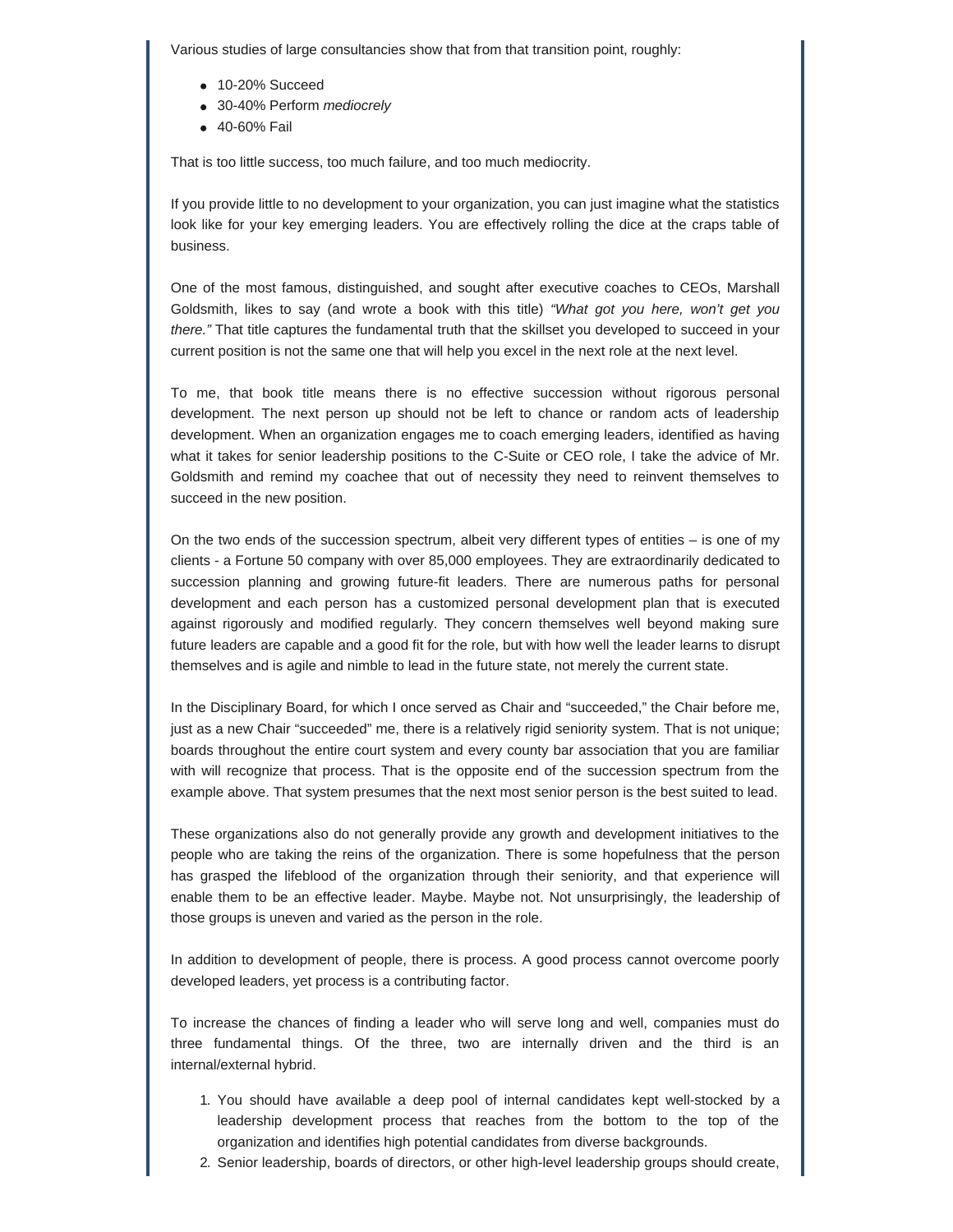Various studies of large consultancies show that from that transition point, roughly:

- 10-20% Succeed
- 30-40% Perform *mediocrely*
- 40-60% Fail

That is too little success, too much failure, and too much mediocrity.

If you provide little to no development to your organization, you can just imagine what the statistics look like for your key emerging leaders. You are effectively rolling the dice at the craps table of business.

One of the most famous, distinguished, and sought after executive coaches to CEOs, Marshall Goldsmith, likes to say (and wrote a book with this title) *"What got you here, won't get you there."* That title captures the fundamental truth that the skillset you developed to succeed in your current position is not the same one that will help you excel in the next role at the next level.

To me, that book title means there is no effective succession without rigorous personal development. The next person up should not be left to chance or random acts of leadership development. When an organization engages me to coach emerging leaders, identified as having what it takes for senior leadership positions to the C-Suite or CEO role, I take the advice of Mr. Goldsmith and remind my coachee that out of necessity they need to reinvent themselves to succeed in the new position.

On the two ends of the succession spectrum, albeit very different types of entities – is one of my clients - a Fortune 50 company with over 85,000 employees. They are extraordinarily dedicated to succession planning and growing future-fit leaders. There are numerous paths for personal development and each person has a customized personal development plan that is executed against rigorously and modified regularly. They concern themselves well beyond making sure future leaders are capable and a good fit for the role, but with how well the leader learns to disrupt themselves and is agile and nimble to lead in the future state, not merely the current state.

In the Disciplinary Board, for which I once served as Chair and "succeeded," the Chair before me, just as a new Chair "succeeded" me, there is a relatively rigid seniority system. That is not unique; boards throughout the entire court system and every county bar association that you are familiar with will recognize that process. That is the opposite end of the succession spectrum from the example above. That system presumes that the next most senior person is the best suited to lead.

These organizations also do not generally provide any growth and development initiatives to the people who are taking the reins of the organization. There is some hopefulness that the person has grasped the lifeblood of the organization through their seniority, and that experience will enable them to be an effective leader. Maybe. Maybe not. Not unsurprisingly, the leadership of those groups is uneven and varied as the person in the role.

In addition to development of people, there is process. A good process cannot overcome poorly developed leaders, yet process is a contributing factor.

To increase the chances of finding a leader who will serve long and well, companies must do three fundamental things. Of the three, two are internally driven and the third is an internal/external hybrid.

1. You should have available a deep pool of internal candidates kept well-stocked by a leadership development process that reaches from the bottom to the top of the organization and identifies high potential candidates from diverse backgrounds.
2. Senior leadership, boards of directors, or other high-level leadership groups should create,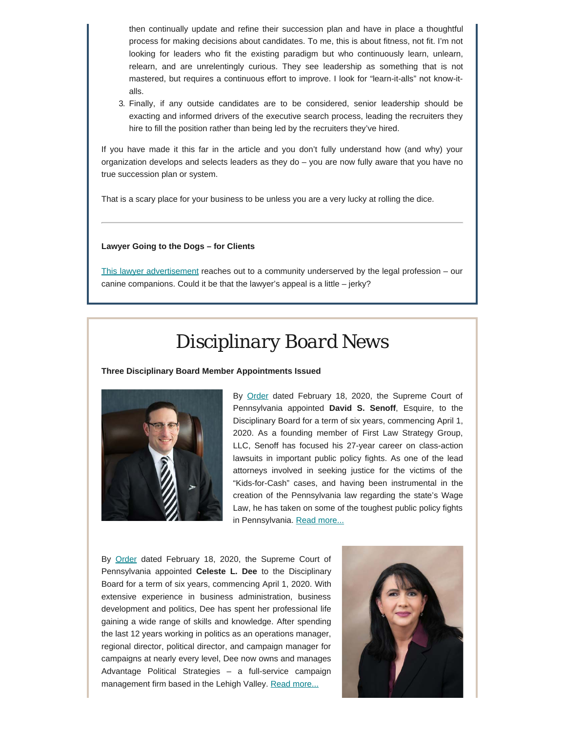then continually update and refine their succession plan and have in place a thoughtful process for making decisions about candidates. To me, this is about fitness, not fit. I'm not looking for leaders who fit the existing paradigm but who continuously learn, unlearn, relearn, and are unrelentingly curious. They see leadership as something that is not mastered, but requires a continuous effort to improve. I look for "learn-it-alls" not know-it-alls.

3. Finally, if any outside candidates are to be considered, senior leadership should be exacting and informed drivers of the executive search process, leading the recruiters they hire to fill the position rather than being led by the recruiters they've hired.

If you have made it this far in the article and you don't fully understand how (and why) your organization develops and selects leaders as they do – you are now fully aware that you have no true succession plan or system.

That is a scary place for your business to be unless you are a very lucky at rolling the dice.

---

**Lawyer Going to the Dogs – for Clients**

This lawyer advertisement reaches out to a community underserved by the legal profession – our canine companions. Could it be that the lawyer's appeal is a little – jerky?

# Disciplinary Board News

**Three Disciplinary Board Member Appointments Issued**

By Order dated February 18, 2020, the Supreme Court of Pennsylvania appointed **David S. Senoff**, Esquire, to the Disciplinary Board for a term of six years, commencing April 1, 2020. As a founding member of First Law Strategy Group, LLC, Senoff has focused his 27-year career on class-action lawsuits in important public policy fights. As one of the lead attorneys involved in seeking justice for the victims of the "Kids-for-Cash" cases, and having been instrumental in the creation of the Pennsylvania law regarding the state's Wage Law, he has taken on some of the toughest public policy fights in Pennsylvania. Read more...

By Order dated February 18, 2020, the Supreme Court of Pennsylvania appointed **Celeste L. Dee** to the Disciplinary Board for a term of six years, commencing April 1, 2020. With extensive experience in business administration, business development and politics, Dee has spent her professional life gaining a wide range of skills and knowledge. After spending the last 12 years working in politics as an operations manager, regional director, political director, and campaign manager for campaigns at nearly every level, Dee now owns and manages Advantage Political Strategies – a full-service campaign management firm based in the Lehigh Valley. Read more...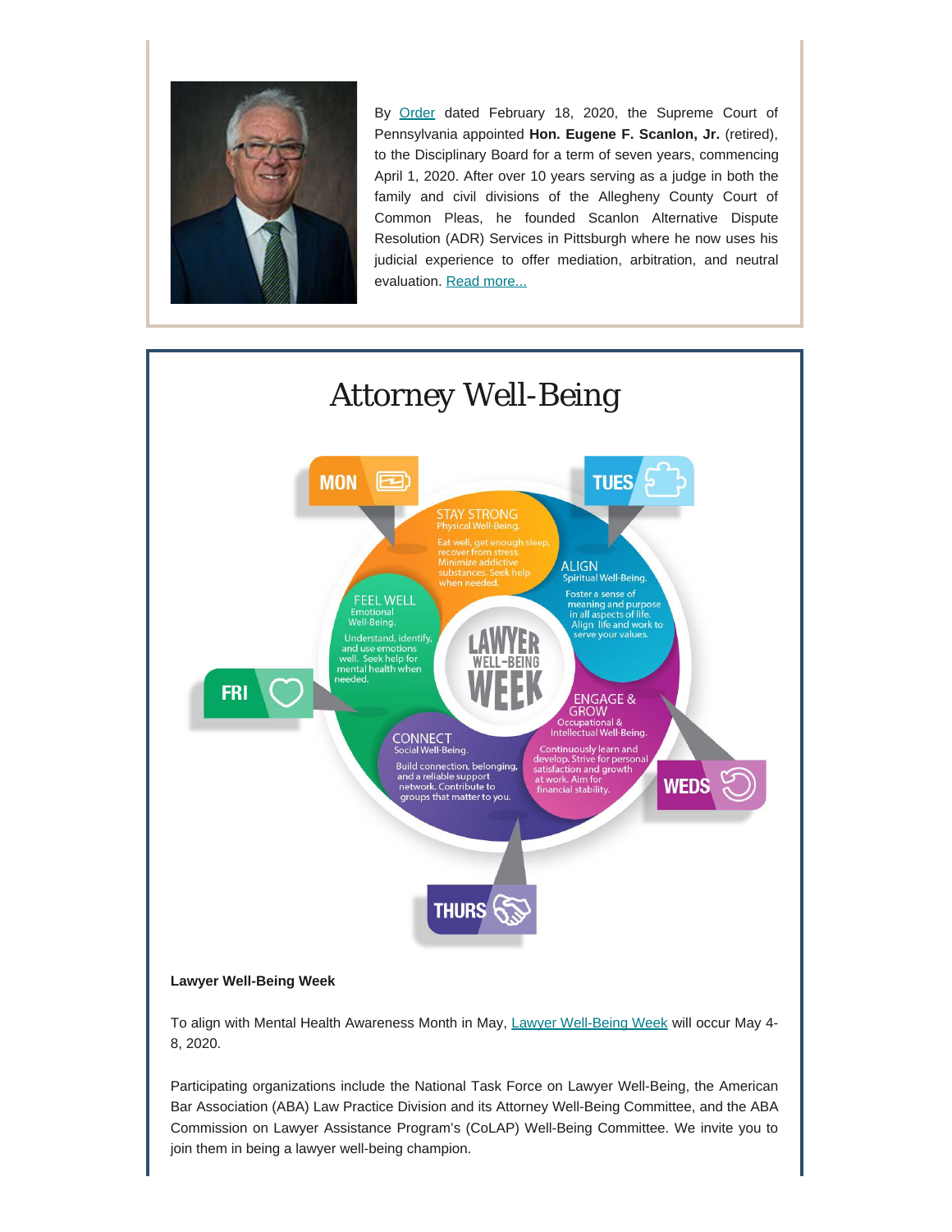By Order dated February 18, 2020, the Supreme Court of Pennsylvania appointed **Hon. Eugene F. Scanlon, Jr.** (retired), to the Disciplinary Board for a term of seven years, commencing April 1, 2020. After over 10 years serving as a judge in both the family and civil divisions of the Allegheny County Court of Common Pleas, he founded Scanlon Alternative Dispute Resolution (ADR) Services in Pittsburgh where he now uses his judicial experience to offer mediation, arbitration, and neutral evaluation. Read more...

# Attorney Well-Being

**MON** — STAY STRONG: Physical Well-Being. Eat well, get enough sleep, recover from stress. Minimize addictive substances. Seek help when needed.

**TUES** — ALIGN: Spiritual Well-Being. Foster a sense of meaning and purpose in all aspects of life. Align life and work to serve your values.

**WEDS** — ENGAGE & GROW: Occupational & Intellectual Well-Being. Continuously learn and develop. Strive for personal satisfaction and growth at work. Aim for financial stability.

**THURS** — CONNECT: Social Well-Being. Build connection, belonging, and a reliable support network. Contribute to groups that matter to you.

**FRI** — FEEL WELL: Emotional Well-Being. Understand, identify, and use emotions well. Seek help for mental health when needed.

LAWYER WELL-BEING WEEK

**Lawyer Well-Being Week**

To align with Mental Health Awareness Month in May, Lawyer Well-Being Week will occur May 4-8, 2020.

Participating organizations include the National Task Force on Lawyer Well-Being, the American Bar Association (ABA) Law Practice Division and its Attorney Well-Being Committee, and the ABA Commission on Lawyer Assistance Program's (CoLAP) Well-Being Committee. We invite you to join them in being a lawyer well-being champion.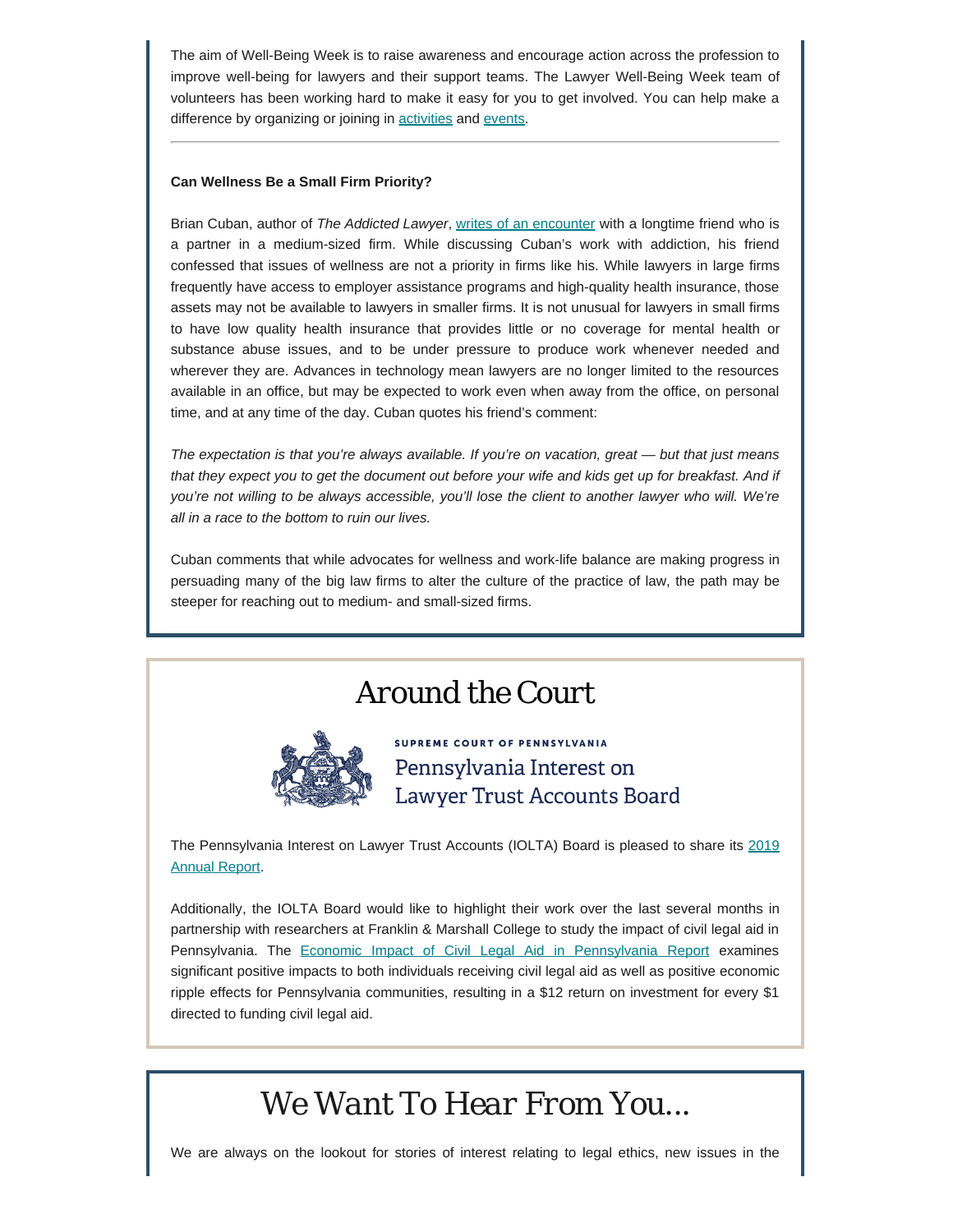The aim of Well-Being Week is to raise awareness and encourage action across the profession to improve well-being for lawyers and their support teams. The Lawyer Well-Being Week team of volunteers has been working hard to make it easy for you to get involved. You can help make a difference by organizing or joining in activities and events.

---

**Can Wellness Be a Small Firm Priority?**

Brian Cuban, author of *The Addicted Lawyer*, writes of an encounter with a longtime friend who is a partner in a medium-sized firm. While discussing Cuban's work with addiction, his friend confessed that issues of wellness are not a priority in firms like his. While lawyers in large firms frequently have access to employer assistance programs and high-quality health insurance, those assets may not be available to lawyers in smaller firms. It is not unusual for lawyers in small firms to have low quality health insurance that provides little or no coverage for mental health or substance abuse issues, and to be under pressure to produce work whenever needed and wherever they are. Advances in technology mean lawyers are no longer limited to the resources available in an office, but may be expected to work even when away from the office, on personal time, and at any time of the day. Cuban quotes his friend's comment:

*The expectation is that you're always available. If you're on vacation, great — but that just means that they expect you to get the document out before your wife and kids get up for breakfast. And if you're not willing to be always accessible, you'll lose the client to another lawyer who will. We're all in a race to the bottom to ruin our lives.*

Cuban comments that while advocates for wellness and work-life balance are making progress in persuading many of the big law firms to alter the culture of the practice of law, the path may be steeper for reaching out to medium- and small-sized firms.

# Around the Court

SUPREME COURT OF PENNSYLVANIA
Pennsylvania Interest on Lawyer Trust Accounts Board

The Pennsylvania Interest on Lawyer Trust Accounts (IOLTA) Board is pleased to share its 2019 Annual Report.

Additionally, the IOLTA Board would like to highlight their work over the last several months in partnership with researchers at Franklin & Marshall College to study the impact of civil legal aid in Pennsylvania. The Economic Impact of Civil Legal Aid in Pennsylvania Report examines significant positive impacts to both individuals receiving civil legal aid as well as positive economic ripple effects for Pennsylvania communities, resulting in a $12 return on investment for every $1 directed to funding civil legal aid.

# We Want To Hear From You...

We are always on the lookout for stories of interest relating to legal ethics, new issues in the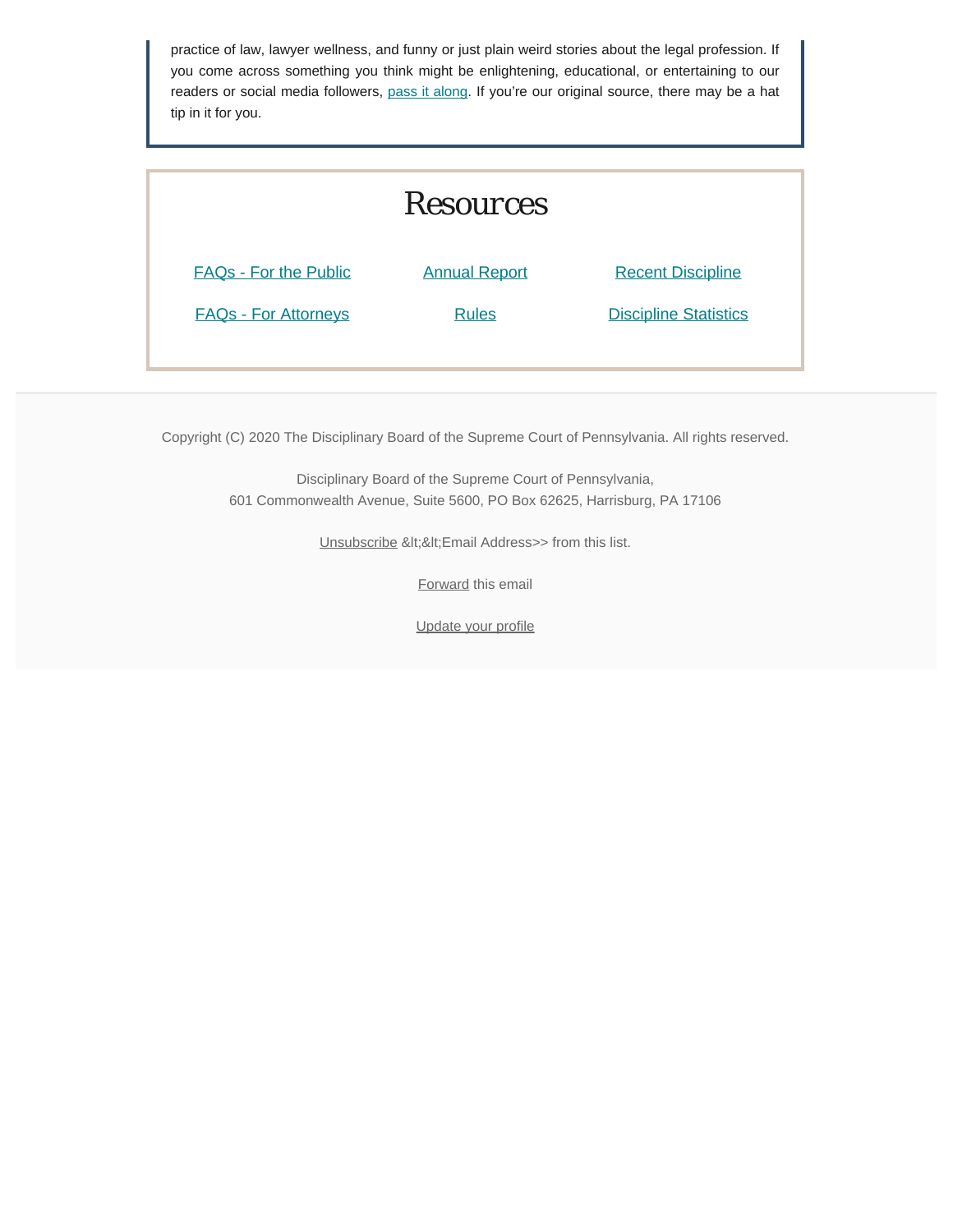practice of law, lawyer wellness, and funny or just plain weird stories about the legal profession. If you come across something you think might be enlightening, educational, or entertaining to our readers or social media followers, pass it along. If you're our original source, there may be a hat tip in it for you.

# Resources

FAQs - For the Public

Annual Report

Recent Discipline

FAQs - For Attorneys

Rules

Discipline Statistics

Copyright (C) 2020 The Disciplinary Board of the Supreme Court of Pennsylvania. All rights reserved.

Disciplinary Board of the Supreme Court of Pennsylvania,
601 Commonwealth Avenue, Suite 5600, PO Box 62625, Harrisburg, PA 17106

Unsubscribe &lt;&lt;Email Address>> from this list.

Forward this email

Update your profile